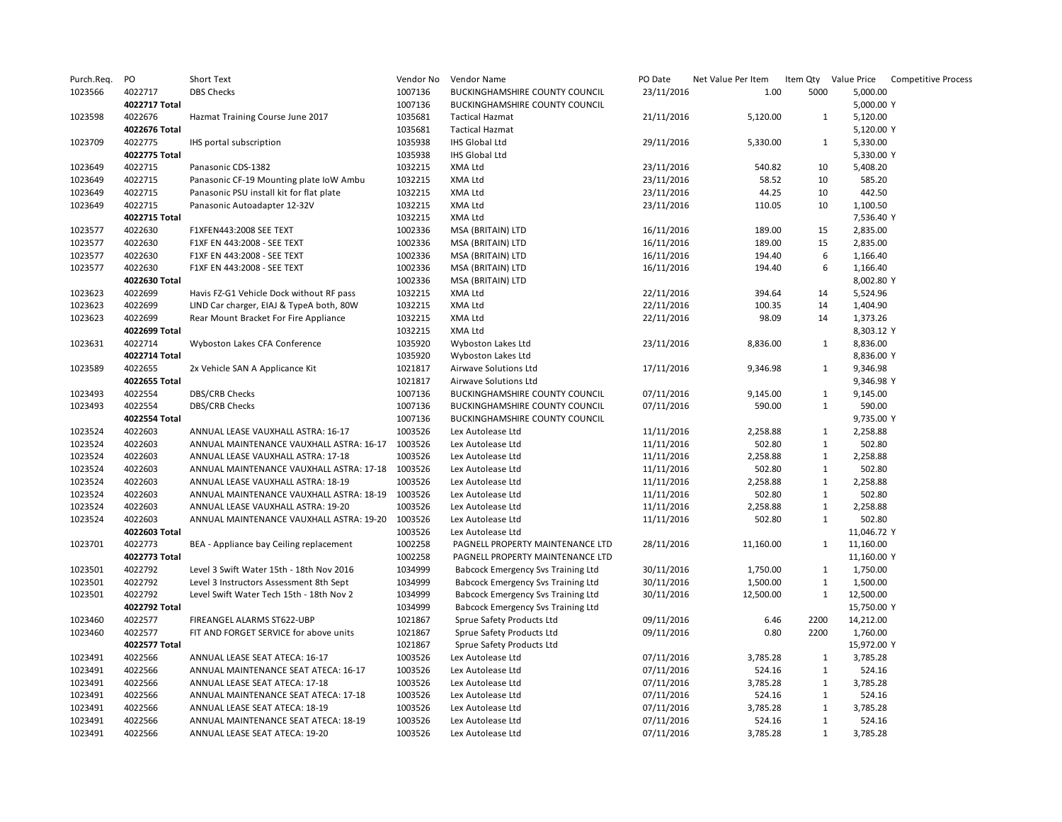| Purch.Req. | PO | Short Text | Vendor No | Vendor Name | PO Date | Net Value Per Item | Item Qty | Value Price | Competitive Process |
|---|---|---|---|---|---|---|---|---|---|
| 1023566 | 4022717 | DBS Checks | 1007136 | BUCKINGHAMSHIRE COUNTY COUNCIL | 23/11/2016 | 1.00 | 5000 | 5,000.00 | |
| | **4022717 Total** | | 1007136 | BUCKINGHAMSHIRE COUNTY COUNCIL | | | | 5,000.00 | Y |
| 1023598 | 4022676 | Hazmat Training Course June 2017 | 1035681 | Tactical Hazmat | 21/11/2016 | 5,120.00 | 1 | 5,120.00 | |
| | **4022676 Total** | | 1035681 | Tactical Hazmat | | | | 5,120.00 | Y |
| 1023709 | 4022775 | IHS portal subscription | 1035938 | IHS Global Ltd | 29/11/2016 | 5,330.00 | 1 | 5,330.00 | |
| | **4022775 Total** | | 1035938 | IHS Global Ltd | | | | 5,330.00 | Y |
| 1023649 | 4022715 | Panasonic CDS-1382 | 1032215 | XMA Ltd | 23/11/2016 | 540.82 | 10 | 5,408.20 | |
| 1023649 | 4022715 | Panasonic CF-19 Mounting plate IoW Ambu | 1032215 | XMA Ltd | 23/11/2016 | 58.52 | 10 | 585.20 | |
| 1023649 | 4022715 | Panasonic PSU install kit for flat plate | 1032215 | XMA Ltd | 23/11/2016 | 44.25 | 10 | 442.50 | |
| 1023649 | 4022715 | Panasonic Autoadapter 12-32V | 1032215 | XMA Ltd | 23/11/2016 | 110.05 | 10 | 1,100.50 | |
| | **4022715 Total** | | 1032215 | XMA Ltd | | | | 7,536.40 | Y |
| 1023577 | 4022630 | F1XFEN443:2008 SEE TEXT | 1002336 | MSA (BRITAIN) LTD | 16/11/2016 | 189.00 | 15 | 2,835.00 | |
| 1023577 | 4022630 | F1XF EN 443:2008 - SEE TEXT | 1002336 | MSA (BRITAIN) LTD | 16/11/2016 | 189.00 | 15 | 2,835.00 | |
| 1023577 | 4022630 | F1XF EN 443:2008 - SEE TEXT | 1002336 | MSA (BRITAIN) LTD | 16/11/2016 | 194.40 | 6 | 1,166.40 | |
| 1023577 | 4022630 | F1XF EN 443:2008 - SEE TEXT | 1002336 | MSA (BRITAIN) LTD | 16/11/2016 | 194.40 | 6 | 1,166.40 | |
| | **4022630 Total** | | 1002336 | MSA (BRITAIN) LTD | | | | 8,002.80 | Y |
| 1023623 | 4022699 | Havis FZ-G1 Vehicle Dock without RF pass | 1032215 | XMA Ltd | 22/11/2016 | 394.64 | 14 | 5,524.96 | |
| 1023623 | 4022699 | LIND Car charger, EIAJ & TypeA both, 80W | 1032215 | XMA Ltd | 22/11/2016 | 100.35 | 14 | 1,404.90 | |
| 1023623 | 4022699 | Rear Mount Bracket For Fire Appliance | 1032215 | XMA Ltd | 22/11/2016 | 98.09 | 14 | 1,373.26 | |
| | **4022699 Total** | | 1032215 | XMA Ltd | | | | 8,303.12 | Y |
| 1023631 | 4022714 | Wyboston Lakes CFA Conference | 1035920 | Wyboston Lakes Ltd | 23/11/2016 | 8,836.00 | 1 | 8,836.00 | |
| | **4022714 Total** | | 1035920 | Wyboston Lakes Ltd | | | | 8,836.00 | Y |
| 1023589 | 4022655 | 2x Vehicle SAN A Applicance Kit | 1021817 | Airwave Solutions Ltd | 17/11/2016 | 9,346.98 | 1 | 9,346.98 | |
| | **4022655 Total** | | 1021817 | Airwave Solutions Ltd | | | | 9,346.98 | Y |
| 1023493 | 4022554 | DBS/CRB Checks | 1007136 | BUCKINGHAMSHIRE COUNTY COUNCIL | 07/11/2016 | 9,145.00 | 1 | 9,145.00 | |
| 1023493 | 4022554 | DBS/CRB Checks | 1007136 | BUCKINGHAMSHIRE COUNTY COUNCIL | 07/11/2016 | 590.00 | 1 | 590.00 | |
| | **4022554 Total** | | 1007136 | BUCKINGHAMSHIRE COUNTY COUNCIL | | | | 9,735.00 | Y |
| 1023524 | 4022603 | ANNUAL LEASE VAUXHALL ASTRA: 16-17 | 1003526 | Lex Autolease Ltd | 11/11/2016 | 2,258.88 | 1 | 2,258.88 | |
| 1023524 | 4022603 | ANNUAL MAINTENANCE VAUXHALL ASTRA: 16-17 | 1003526 | Lex Autolease Ltd | 11/11/2016 | 502.80 | 1 | 502.80 | |
| 1023524 | 4022603 | ANNUAL LEASE VAUXHALL ASTRA: 17-18 | 1003526 | Lex Autolease Ltd | 11/11/2016 | 2,258.88 | 1 | 2,258.88 | |
| 1023524 | 4022603 | ANNUAL MAINTENANCE VAUXHALL ASTRA: 17-18 | 1003526 | Lex Autolease Ltd | 11/11/2016 | 502.80 | 1 | 502.80 | |
| 1023524 | 4022603 | ANNUAL LEASE VAUXHALL ASTRA: 18-19 | 1003526 | Lex Autolease Ltd | 11/11/2016 | 2,258.88 | 1 | 2,258.88 | |
| 1023524 | 4022603 | ANNUAL MAINTENANCE VAUXHALL ASTRA: 18-19 | 1003526 | Lex Autolease Ltd | 11/11/2016 | 502.80 | 1 | 502.80 | |
| 1023524 | 4022603 | ANNUAL LEASE VAUXHALL ASTRA: 19-20 | 1003526 | Lex Autolease Ltd | 11/11/2016 | 2,258.88 | 1 | 2,258.88 | |
| 1023524 | 4022603 | ANNUAL MAINTENANCE VAUXHALL ASTRA: 19-20 | 1003526 | Lex Autolease Ltd | 11/11/2016 | 502.80 | 1 | 502.80 | |
| | **4022603 Total** | | 1003526 | Lex Autolease Ltd | | | | 11,046.72 | Y |
| 1023701 | 4022773 | BEA - Appliance bay Ceiling replacement | 1002258 | PAGNELL PROPERTY MAINTENANCE LTD | 28/11/2016 | 11,160.00 | 1 | 11,160.00 | |
| | **4022773 Total** | | 1002258 | PAGNELL PROPERTY MAINTENANCE LTD | | | | 11,160.00 | Y |
| 1023501 | 4022792 | Level 3 Swift Water 15th - 18th Nov 2016 | 1034999 | Babcock Emergency Svs Training Ltd | 30/11/2016 | 1,750.00 | 1 | 1,750.00 | |
| 1023501 | 4022792 | Level 3 Instructors Assessment 8th Sept | 1034999 | Babcock Emergency Svs Training Ltd | 30/11/2016 | 1,500.00 | 1 | 1,500.00 | |
| 1023501 | 4022792 | Level Swift Water Tech 15th - 18th Nov 2 | 1034999 | Babcock Emergency Svs Training Ltd | 30/11/2016 | 12,500.00 | 1 | 12,500.00 | |
| | **4022792 Total** | | 1034999 | Babcock Emergency Svs Training Ltd | | | | 15,750.00 | Y |
| 1023460 | 4022577 | FIREANGEL ALARMS ST622-UBP | 1021867 | Sprue Safety Products Ltd | 09/11/2016 | 6.46 | 2200 | 14,212.00 | |
| 1023460 | 4022577 | FIT AND FORGET SERVICE for above units | 1021867 | Sprue Safety Products Ltd | 09/11/2016 | 0.80 | 2200 | 1,760.00 | |
| | **4022577 Total** | | 1021867 | Sprue Safety Products Ltd | | | | 15,972.00 | Y |
| 1023491 | 4022566 | ANNUAL LEASE SEAT ATECA: 16-17 | 1003526 | Lex Autolease Ltd | 07/11/2016 | 3,785.28 | 1 | 3,785.28 | |
| 1023491 | 4022566 | ANNUAL MAINTENANCE SEAT ATECA: 16-17 | 1003526 | Lex Autolease Ltd | 07/11/2016 | 524.16 | 1 | 524.16 | |
| 1023491 | 4022566 | ANNUAL LEASE SEAT ATECA: 17-18 | 1003526 | Lex Autolease Ltd | 07/11/2016 | 3,785.28 | 1 | 3,785.28 | |
| 1023491 | 4022566 | ANNUAL MAINTENANCE SEAT ATECA: 17-18 | 1003526 | Lex Autolease Ltd | 07/11/2016 | 524.16 | 1 | 524.16 | |
| 1023491 | 4022566 | ANNUAL LEASE SEAT ATECA: 18-19 | 1003526 | Lex Autolease Ltd | 07/11/2016 | 3,785.28 | 1 | 3,785.28 | |
| 1023491 | 4022566 | ANNUAL MAINTENANCE SEAT ATECA: 18-19 | 1003526 | Lex Autolease Ltd | 07/11/2016 | 524.16 | 1 | 524.16 | |
| 1023491 | 4022566 | ANNUAL LEASE SEAT ATECA: 19-20 | 1003526 | Lex Autolease Ltd | 07/11/2016 | 3,785.28 | 1 | 3,785.28 | |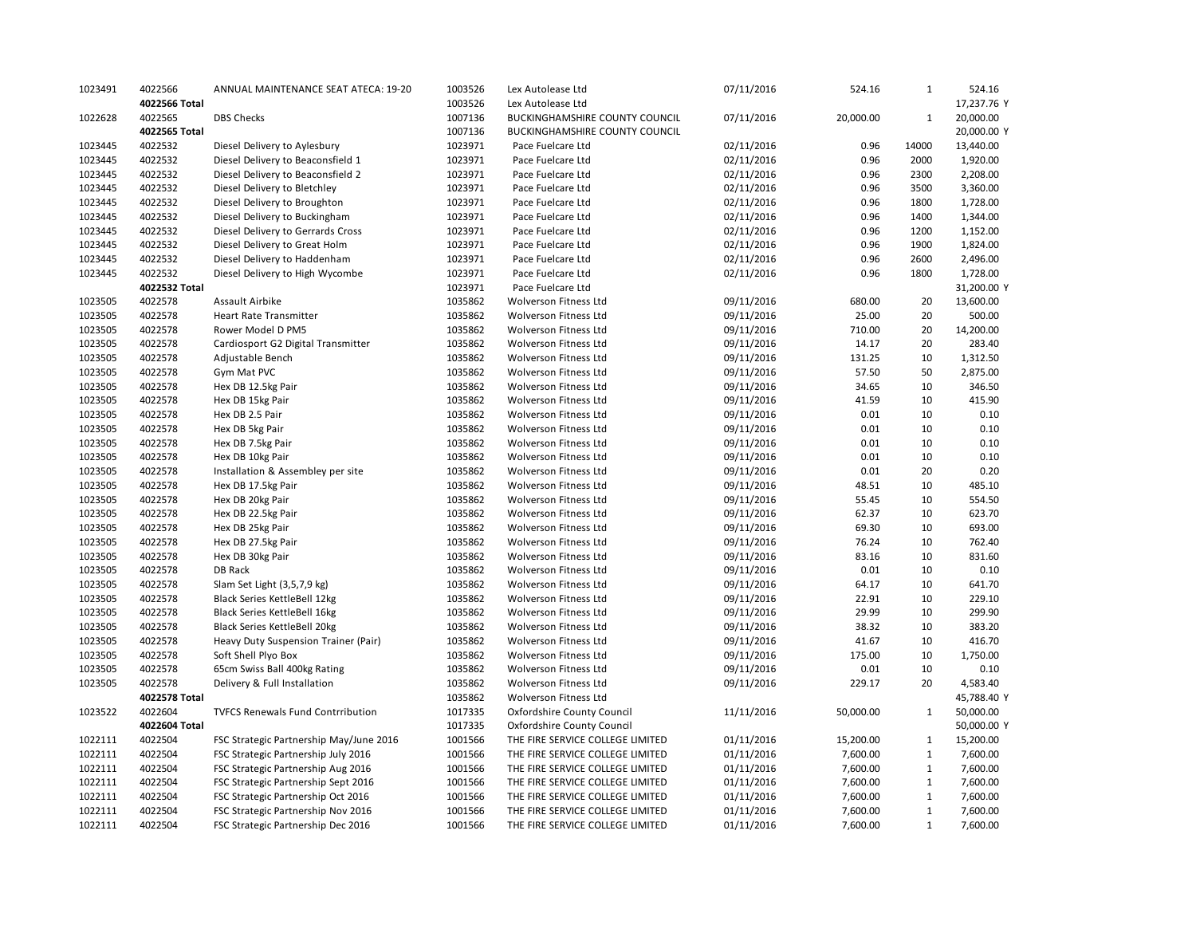| | | | | | | | | | |
|---|---|---|---|---|---|---|---|---|---|
| 1023491 | 4022566 | ANNUAL MAINTENANCE SEAT ATECA: 19-20 | 1003526 | Lex Autolease Ltd | 07/11/2016 | 524.16 | 1 | 524.16 | |
| | **4022566 Total** | | 1003526 | Lex Autolease Ltd | | | | 17,237.76 | Y |
| 1022628 | 4022565 | DBS Checks | 1007136 | BUCKINGHAMSHIRE COUNTY COUNCIL | 07/11/2016 | 20,000.00 | 1 | 20,000.00 | |
| | **4022565 Total** | | 1007136 | BUCKINGHAMSHIRE COUNTY COUNCIL | | | | 20,000.00 | Y |
| 1023445 | 4022532 | Diesel Delivery to Aylesbury | 1023971 | Pace Fuelcare Ltd | 02/11/2016 | 0.96 | 14000 | 13,440.00 | |
| 1023445 | 4022532 | Diesel Delivery to Beaconsfield 1 | 1023971 | Pace Fuelcare Ltd | 02/11/2016 | 0.96 | 2000 | 1,920.00 | |
| 1023445 | 4022532 | Diesel Delivery to Beaconsfield 2 | 1023971 | Pace Fuelcare Ltd | 02/11/2016 | 0.96 | 2300 | 2,208.00 | |
| 1023445 | 4022532 | Diesel Delivery to Bletchley | 1023971 | Pace Fuelcare Ltd | 02/11/2016 | 0.96 | 3500 | 3,360.00 | |
| 1023445 | 4022532 | Diesel Delivery to Broughton | 1023971 | Pace Fuelcare Ltd | 02/11/2016 | 0.96 | 1800 | 1,728.00 | |
| 1023445 | 4022532 | Diesel Delivery to Buckingham | 1023971 | Pace Fuelcare Ltd | 02/11/2016 | 0.96 | 1400 | 1,344.00 | |
| 1023445 | 4022532 | Diesel Delivery to Gerrards Cross | 1023971 | Pace Fuelcare Ltd | 02/11/2016 | 0.96 | 1200 | 1,152.00 | |
| 1023445 | 4022532 | Diesel Delivery to Great Holm | 1023971 | Pace Fuelcare Ltd | 02/11/2016 | 0.96 | 1900 | 1,824.00 | |
| 1023445 | 4022532 | Diesel Delivery to Haddenham | 1023971 | Pace Fuelcare Ltd | 02/11/2016 | 0.96 | 2600 | 2,496.00 | |
| 1023445 | 4022532 | Diesel Delivery to High Wycombe | 1023971 | Pace Fuelcare Ltd | 02/11/2016 | 0.96 | 1800 | 1,728.00 | |
| | **4022532 Total** | | 1023971 | Pace Fuelcare Ltd | | | | 31,200.00 | Y |
| 1023505 | 4022578 | Assault Airbike | 1035862 | Wolverson Fitness Ltd | 09/11/2016 | 680.00 | 20 | 13,600.00 | |
| 1023505 | 4022578 | Heart Rate Transmitter | 1035862 | Wolverson Fitness Ltd | 09/11/2016 | 25.00 | 20 | 500.00 | |
| 1023505 | 4022578 | Rower Model D PM5 | 1035862 | Wolverson Fitness Ltd | 09/11/2016 | 710.00 | 20 | 14,200.00 | |
| 1023505 | 4022578 | Cardiosport G2 Digital Transmitter | 1035862 | Wolverson Fitness Ltd | 09/11/2016 | 14.17 | 20 | 283.40 | |
| 1023505 | 4022578 | Adjustable Bench | 1035862 | Wolverson Fitness Ltd | 09/11/2016 | 131.25 | 10 | 1,312.50 | |
| 1023505 | 4022578 | Gym Mat PVC | 1035862 | Wolverson Fitness Ltd | 09/11/2016 | 57.50 | 50 | 2,875.00 | |
| 1023505 | 4022578 | Hex DB 12.5kg Pair | 1035862 | Wolverson Fitness Ltd | 09/11/2016 | 34.65 | 10 | 346.50 | |
| 1023505 | 4022578 | Hex DB 15kg Pair | 1035862 | Wolverson Fitness Ltd | 09/11/2016 | 41.59 | 10 | 415.90 | |
| 1023505 | 4022578 | Hex DB 2.5 Pair | 1035862 | Wolverson Fitness Ltd | 09/11/2016 | 0.01 | 10 | 0.10 | |
| 1023505 | 4022578 | Hex DB 5kg Pair | 1035862 | Wolverson Fitness Ltd | 09/11/2016 | 0.01 | 10 | 0.10 | |
| 1023505 | 4022578 | Hex DB 7.5kg Pair | 1035862 | Wolverson Fitness Ltd | 09/11/2016 | 0.01 | 10 | 0.10 | |
| 1023505 | 4022578 | Hex DB 10kg Pair | 1035862 | Wolverson Fitness Ltd | 09/11/2016 | 0.01 | 10 | 0.10 | |
| 1023505 | 4022578 | Installation & Assembley per site | 1035862 | Wolverson Fitness Ltd | 09/11/2016 | 0.01 | 20 | 0.20 | |
| 1023505 | 4022578 | Hex DB 17.5kg Pair | 1035862 | Wolverson Fitness Ltd | 09/11/2016 | 48.51 | 10 | 485.10 | |
| 1023505 | 4022578 | Hex DB 20kg Pair | 1035862 | Wolverson Fitness Ltd | 09/11/2016 | 55.45 | 10 | 554.50 | |
| 1023505 | 4022578 | Hex DB 22.5kg Pair | 1035862 | Wolverson Fitness Ltd | 09/11/2016 | 62.37 | 10 | 623.70 | |
| 1023505 | 4022578 | Hex DB 25kg Pair | 1035862 | Wolverson Fitness Ltd | 09/11/2016 | 69.30 | 10 | 693.00 | |
| 1023505 | 4022578 | Hex DB 27.5kg Pair | 1035862 | Wolverson Fitness Ltd | 09/11/2016 | 76.24 | 10 | 762.40 | |
| 1023505 | 4022578 | Hex DB 30kg Pair | 1035862 | Wolverson Fitness Ltd | 09/11/2016 | 83.16 | 10 | 831.60 | |
| 1023505 | 4022578 | DB Rack | 1035862 | Wolverson Fitness Ltd | 09/11/2016 | 0.01 | 10 | 0.10 | |
| 1023505 | 4022578 | Slam Set Light (3,5,7,9 kg) | 1035862 | Wolverson Fitness Ltd | 09/11/2016 | 64.17 | 10 | 641.70 | |
| 1023505 | 4022578 | Black Series KettleBell 12kg | 1035862 | Wolverson Fitness Ltd | 09/11/2016 | 22.91 | 10 | 229.10 | |
| 1023505 | 4022578 | Black Series KettleBell 16kg | 1035862 | Wolverson Fitness Ltd | 09/11/2016 | 29.99 | 10 | 299.90 | |
| 1023505 | 4022578 | Black Series KettleBell 20kg | 1035862 | Wolverson Fitness Ltd | 09/11/2016 | 38.32 | 10 | 383.20 | |
| 1023505 | 4022578 | Heavy Duty Suspension Trainer (Pair) | 1035862 | Wolverson Fitness Ltd | 09/11/2016 | 41.67 | 10 | 416.70 | |
| 1023505 | 4022578 | Soft Shell Plyo Box | 1035862 | Wolverson Fitness Ltd | 09/11/2016 | 175.00 | 10 | 1,750.00 | |
| 1023505 | 4022578 | 65cm Swiss Ball 400kg Rating | 1035862 | Wolverson Fitness Ltd | 09/11/2016 | 0.01 | 10 | 0.10 | |
| 1023505 | 4022578 | Delivery & Full Installation | 1035862 | Wolverson Fitness Ltd | 09/11/2016 | 229.17 | 20 | 4,583.40 | |
| | **4022578 Total** | | 1035862 | Wolverson Fitness Ltd | | | | 45,788.40 | Y |
| 1023522 | 4022604 | TVFCS Renewals Fund Contrribution | 1017335 | Oxfordshire County Council | 11/11/2016 | 50,000.00 | 1 | 50,000.00 | |
| | **4022604 Total** | | 1017335 | Oxfordshire County Council | | | | 50,000.00 | Y |
| 1022111 | 4022504 | FSC Strategic Partnership May/June 2016 | 1001566 | THE FIRE SERVICE COLLEGE LIMITED | 01/11/2016 | 15,200.00 | 1 | 15,200.00 | |
| 1022111 | 4022504 | FSC Strategic Partnership July 2016 | 1001566 | THE FIRE SERVICE COLLEGE LIMITED | 01/11/2016 | 7,600.00 | 1 | 7,600.00 | |
| 1022111 | 4022504 | FSC Strategic Partnership Aug 2016 | 1001566 | THE FIRE SERVICE COLLEGE LIMITED | 01/11/2016 | 7,600.00 | 1 | 7,600.00 | |
| 1022111 | 4022504 | FSC Strategic Partnership Sept 2016 | 1001566 | THE FIRE SERVICE COLLEGE LIMITED | 01/11/2016 | 7,600.00 | 1 | 7,600.00 | |
| 1022111 | 4022504 | FSC Strategic Partnership Oct 2016 | 1001566 | THE FIRE SERVICE COLLEGE LIMITED | 01/11/2016 | 7,600.00 | 1 | 7,600.00 | |
| 1022111 | 4022504 | FSC Strategic Partnership Nov 2016 | 1001566 | THE FIRE SERVICE COLLEGE LIMITED | 01/11/2016 | 7,600.00 | 1 | 7,600.00 | |
| 1022111 | 4022504 | FSC Strategic Partnership Dec 2016 | 1001566 | THE FIRE SERVICE COLLEGE LIMITED | 01/11/2016 | 7,600.00 | 1 | 7,600.00 | |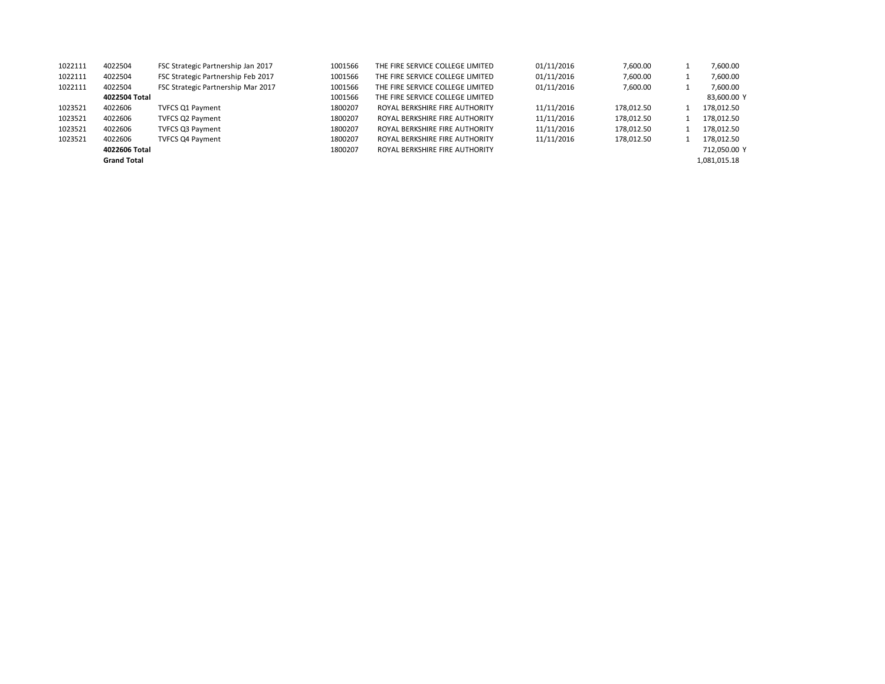| | | | | | | | | |
|---|---|---|---|---|---|---|---|---|
| 1022111 | 4022504 | FSC Strategic Partnership Jan 2017 | 1001566 | THE FIRE SERVICE COLLEGE LIMITED | 01/11/2016 | 7,600.00 | 1 | 7,600.00 |
| 1022111 | 4022504 | FSC Strategic Partnership Feb 2017 | 1001566 | THE FIRE SERVICE COLLEGE LIMITED | 01/11/2016 | 7,600.00 | 1 | 7,600.00 |
| 1022111 | 4022504 | FSC Strategic Partnership Mar 2017 | 1001566 | THE FIRE SERVICE COLLEGE LIMITED | 01/11/2016 | 7,600.00 | 1 | 7,600.00 |
| | **4022504 Total** | | 1001566 | THE FIRE SERVICE COLLEGE LIMITED | | | | 83,600.00 Y |
| 1023521 | 4022606 | TVFCS Q1 Payment | 1800207 | ROYAL BERKSHIRE FIRE AUTHORITY | 11/11/2016 | 178,012.50 | 1 | 178,012.50 |
| 1023521 | 4022606 | TVFCS Q2 Payment | 1800207 | ROYAL BERKSHIRE FIRE AUTHORITY | 11/11/2016 | 178,012.50 | 1 | 178,012.50 |
| 1023521 | 4022606 | TVFCS Q3 Payment | 1800207 | ROYAL BERKSHIRE FIRE AUTHORITY | 11/11/2016 | 178,012.50 | 1 | 178,012.50 |
| 1023521 | 4022606 | TVFCS Q4 Payment | 1800207 | ROYAL BERKSHIRE FIRE AUTHORITY | 11/11/2016 | 178,012.50 | 1 | 178,012.50 |
| | **4022606 Total** | | 1800207 | ROYAL BERKSHIRE FIRE AUTHORITY | | | | 712,050.00 Y |
| | **Grand Total** | | | | | | | 1,081,015.18 |